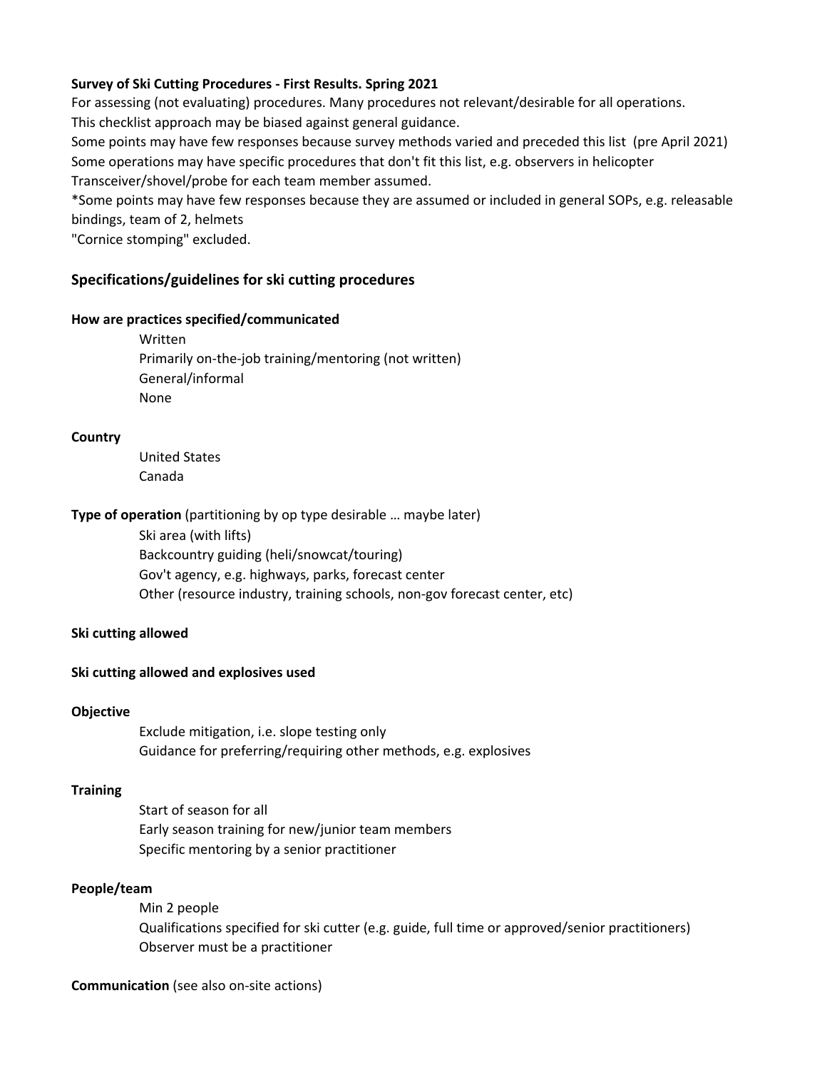**Survey of Ski Cutting Procedures - First Results. Spring 2021**

For assessing (not evaluating) procedures. Many procedures not relevant/desirable for all operations.
This checklist approach may be biased against general guidance.
Some points may have few responses because survey methods varied and preceded this list (pre April 2021)
Some operations may have specific procedures that don't fit this list, e.g. observers in helicopter
Transceiver/shovel/probe for each team member assumed.
*Some points may have few responses because they are assumed or included in general SOPs, e.g. releasable bindings, team of 2, helmets
"Cornice stomping" excluded.

## Specifications/guidelines for ski cutting procedures

**How are practices specified/communicated**

- Written
- Primarily on-the-job training/mentoring (not written)
- General/informal
- None

**Country**

- United States
- Canada

**Type of operation** (partitioning by op type desirable … maybe later)

- Ski area (with lifts)
- Backcountry guiding (heli/snowcat/touring)
- Gov't agency, e.g. highways, parks, forecast center
- Other (resource industry, training schools, non-gov forecast center, etc)

**Ski cutting allowed**

**Ski cutting allowed and explosives used**

**Objective**

- Exclude mitigation, i.e. slope testing only
- Guidance for preferring/requiring other methods, e.g. explosives

**Training**

- Start of season for all
- Early season training for new/junior team members
- Specific mentoring by a senior practitioner

**People/team**

- Min 2 people
- Qualifications specified for ski cutter (e.g. guide, full time or approved/senior practitioners)
- Observer must be a practitioner

**Communication** (see also on-site actions)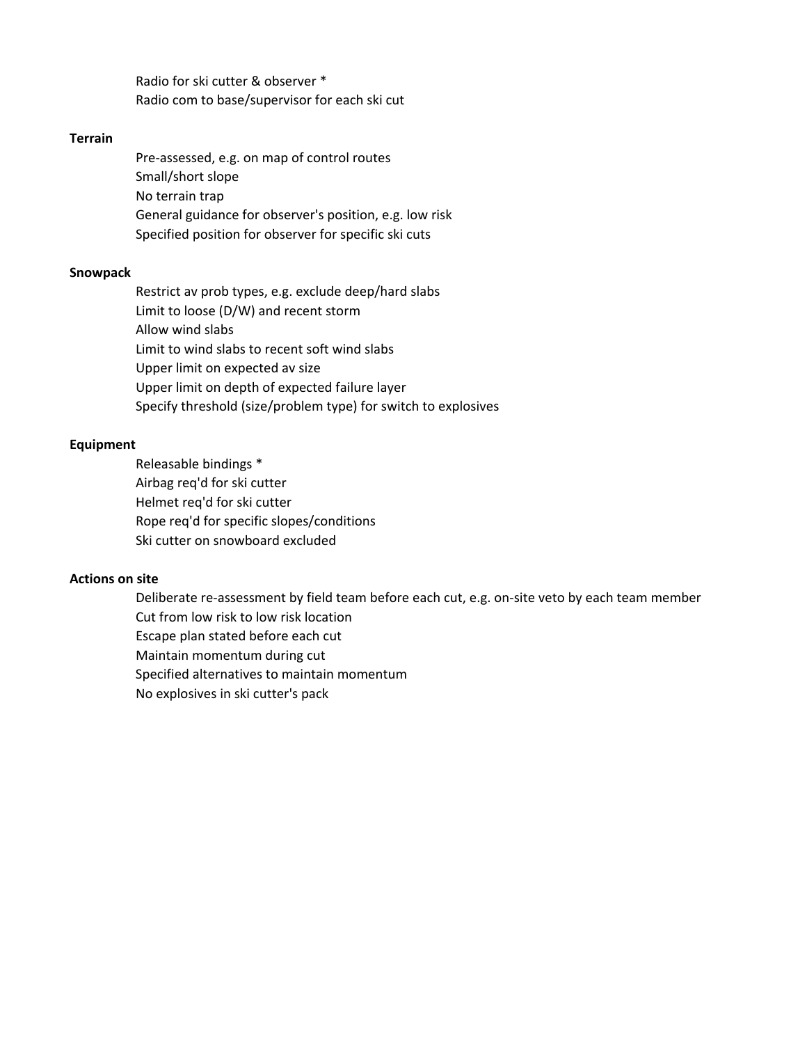Radio for ski cutter & observer *
Radio com to base/supervisor for each ski cut

**Terrain**

- Pre-assessed, e.g. on map of control routes
- Small/short slope
- No terrain trap
- General guidance for observer's position, e.g. low risk
- Specified position for observer for specific ski cuts

**Snowpack**

- Restrict av prob types, e.g. exclude deep/hard slabs
- Limit to loose (D/W) and recent storm
- Allow wind slabs
- Limit to wind slabs to recent soft wind slabs
- Upper limit on expected av size
- Upper limit on depth of expected failure layer
- Specify threshold (size/problem type) for switch to explosives

**Equipment**

- Releasable bindings *
- Airbag req'd for ski cutter
- Helmet req'd for ski cutter
- Rope req'd for specific slopes/conditions
- Ski cutter on snowboard excluded

**Actions on site**

- Deliberate re-assessment by field team before each cut, e.g. on-site veto by each team member
- Cut from low risk to low risk location
- Escape plan stated before each cut
- Maintain momentum during cut
- Specified alternatives to maintain momentum
- No explosives in ski cutter's pack